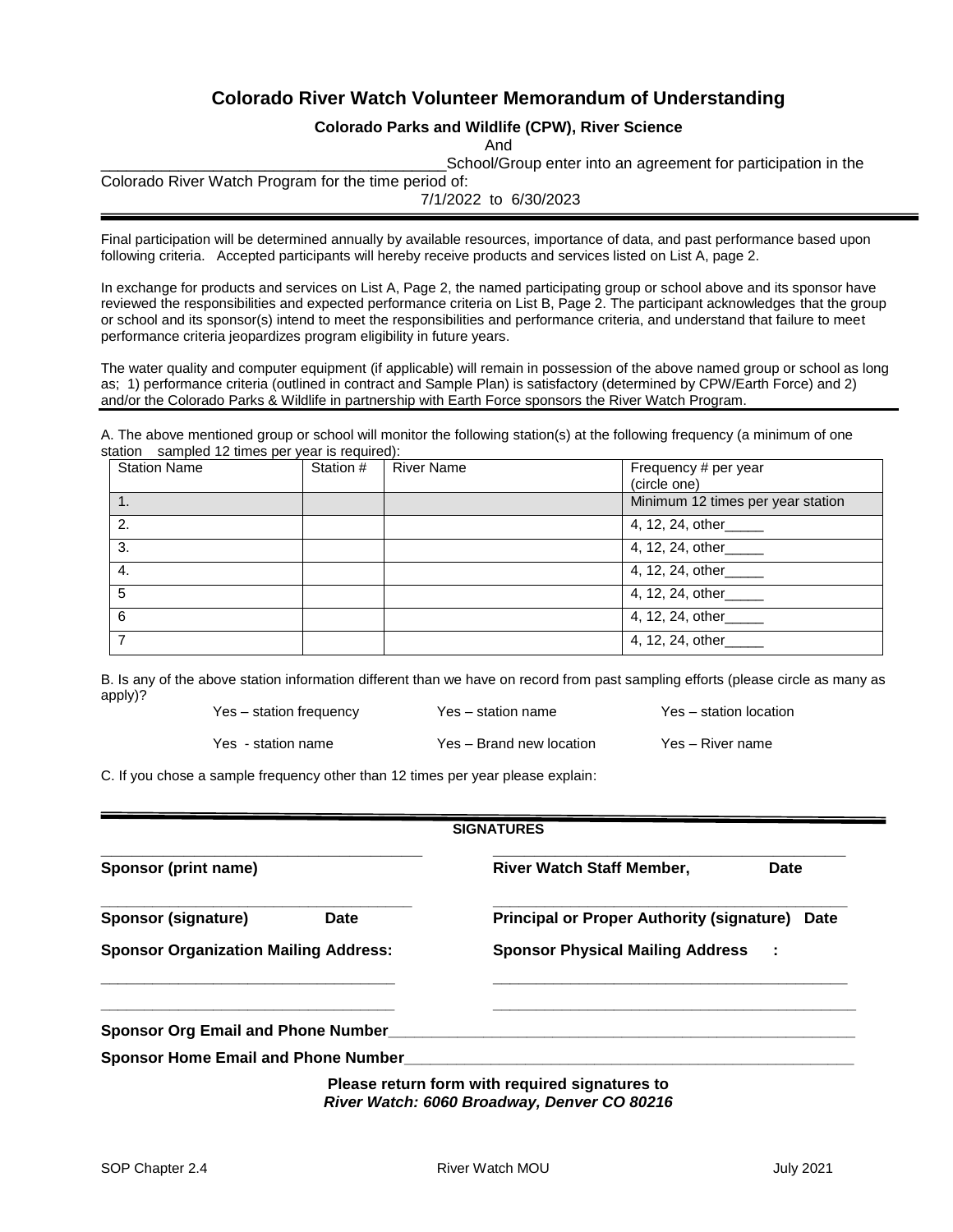# Colorado River Watch Volunteer Memorandum of Understanding

**Colorado Parks and Wildlife (CPW), River Science**

And

________________________________________School/Group enter into an agreement for participation in the Colorado River Watch Program for the time period of:

7/1/2022 to 6/30/2023

---

Final participation will be determined annually by available resources, importance of data, and past performance based upon following criteria. Accepted participants will hereby receive products and services listed on List A, page 2.

In exchange for products and services on List A, Page 2, the named participating group or school above and its sponsor have reviewed the responsibilities and expected performance criteria on List B, Page 2. The participant acknowledges that the group or school and its sponsor(s) intend to meet the responsibilities and performance criteria, and understand that failure to meet performance criteria jeopardizes program eligibility in future years.

The water quality and computer equipment (if applicable) will remain in possession of the above named group or school as long as; 1) performance criteria (outlined in contract and Sample Plan) is satisfactory (determined by CPW/Earth Force) and 2) and/or the Colorado Parks & Wildlife in partnership with Earth Force sponsors the River Watch Program.

---

A. The above mentioned group or school will monitor the following station(s) at the following frequency (a minimum of one station sampled 12 times per year is required):

| Station Name | Station # | River Name | Frequency # per year (circle one) |
|---|---|---|---|
| 1. | | | Minimum 12 times per year station |
| 2. | | | 4, 12, 24, other_____ |
| 3. | | | 4, 12, 24, other_____ |
| 4. | | | 4, 12, 24, other_____ |
| 5 | | | 4, 12, 24, other_____ |
| 6 | | | 4, 12, 24, other_____ |
| 7 | | | 4, 12, 24, other_____ |

B. Is any of the above station information different than we have on record from past sampling efforts (please circle as many as apply)?

Yes – station frequency    Yes – station name    Yes – station location

Yes - station name    Yes – Brand new location    Yes – River name

C. If you chose a sample frequency other than 12 times per year please explain:

---

**SIGNATURES**

______________________________________ 
**Sponsor (print name)**

______________________________________ 
**River Watch Staff Member, Date**

______________________________________ 
**Sponsor (signature) Date**

______________________________________ 
**Principal or Proper Authority (signature) Date**

**Sponsor Organization Mailing Address:**

______________________________________

______________________________________

**Sponsor Physical Mailing Address :**

______________________________________

______________________________________

**Sponsor Org Email and Phone Number**______________________________________

**Sponsor Home Email and Phone Number**______________________________________

**Please return form with required signatures to**
***River Watch: 6060 Broadway, Denver CO 80216***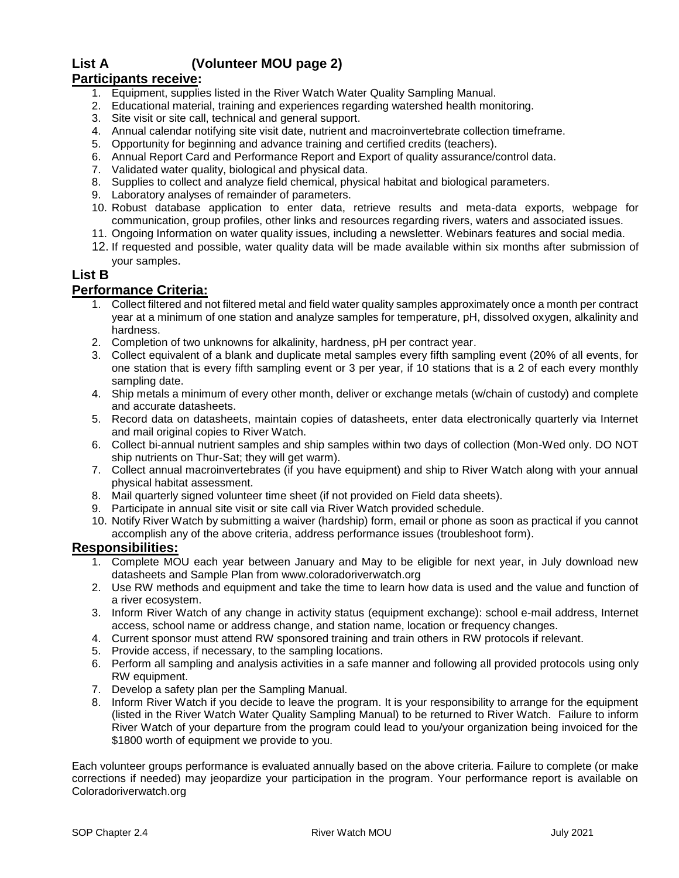## List A (Volunteer MOU page 2)

### Participants receive:

1. Equipment, supplies listed in the River Watch Water Quality Sampling Manual.
2. Educational material, training and experiences regarding watershed health monitoring.
3. Site visit or site call, technical and general support.
4. Annual calendar notifying site visit date, nutrient and macroinvertebrate collection timeframe.
5. Opportunity for beginning and advance training and certified credits (teachers).
6. Annual Report Card and Performance Report and Export of quality assurance/control data.
7. Validated water quality, biological and physical data.
8. Supplies to collect and analyze field chemical, physical habitat and biological parameters.
9. Laboratory analyses of remainder of parameters.
10. Robust database application to enter data, retrieve results and meta-data exports, webpage for communication, group profiles, other links and resources regarding rivers, waters and associated issues.
11. Ongoing Information on water quality issues, including a newsletter. Webinars features and social media.
12. If requested and possible, water quality data will be made available within six months after submission of your samples.

## List B

### Performance Criteria:

1. Collect filtered and not filtered metal and field water quality samples approximately once a month per contract year at a minimum of one station and analyze samples for temperature, pH, dissolved oxygen, alkalinity and hardness.
2. Completion of two unknowns for alkalinity, hardness, pH per contract year.
3. Collect equivalent of a blank and duplicate metal samples every fifth sampling event (20% of all events, for one station that is every fifth sampling event or 3 per year, if 10 stations that is a 2 of each every monthly sampling date.
4. Ship metals a minimum of every other month, deliver or exchange metals (w/chain of custody) and complete and accurate datasheets.
5. Record data on datasheets, maintain copies of datasheets, enter data electronically quarterly via Internet and mail original copies to River Watch.
6. Collect bi-annual nutrient samples and ship samples within two days of collection (Mon-Wed only. DO NOT ship nutrients on Thur-Sat; they will get warm).
7. Collect annual macroinvertebrates (if you have equipment) and ship to River Watch along with your annual physical habitat assessment.
8. Mail quarterly signed volunteer time sheet (if not provided on Field data sheets).
9. Participate in annual site visit or site call via River Watch provided schedule.
10. Notify River Watch by submitting a waiver (hardship) form, email or phone as soon as practical if you cannot accomplish any of the above criteria, address performance issues (troubleshoot form).

### Responsibilities:

1. Complete MOU each year between January and May to be eligible for next year, in July download new datasheets and Sample Plan from www.coloradoriverwatch.org
2. Use RW methods and equipment and take the time to learn how data is used and the value and function of a river ecosystem.
3. Inform River Watch of any change in activity status (equipment exchange): school e-mail address, Internet access, school name or address change, and station name, location or frequency changes.
4. Current sponsor must attend RW sponsored training and train others in RW protocols if relevant.
5. Provide access, if necessary, to the sampling locations.
6. Perform all sampling and analysis activities in a safe manner and following all provided protocols using only RW equipment.
7. Develop a safety plan per the Sampling Manual.
8. Inform River Watch if you decide to leave the program. It is your responsibility to arrange for the equipment (listed in the River Watch Water Quality Sampling Manual) to be returned to River Watch. Failure to inform River Watch of your departure from the program could lead to you/your organization being invoiced for the $1800 worth of equipment we provide to you.

Each volunteer groups performance is evaluated annually based on the above criteria. Failure to complete (or make corrections if needed) may jeopardize your participation in the program. Your performance report is available on Coloradoriverwatch.org